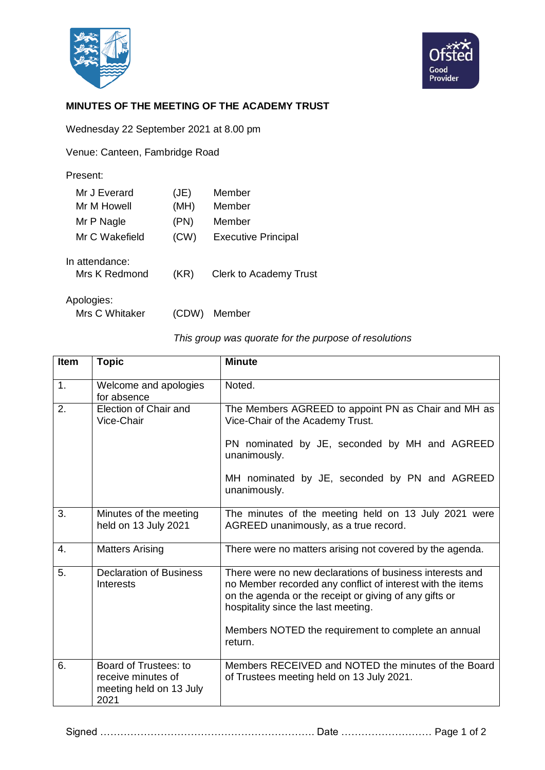**MINUTES OF THE MEETING OF THE ACADEMY TRUST**

Wednesday 22 September 2021 at 8.00 pm

Venue: Canteen, Fambridge Road

Present:

| | | |
|---|---|---|
| Mr J Everard | (JE) | Member |
| Mr M Howell | (MH) | Member |
| Mr P Nagle | (PN) | Member |
| Mr C Wakefield | (CW) | Executive Principal |

In attendance:

| | | |
|---|---|---|
| Mrs K Redmond | (KR) | Clerk to Academy Trust |

Apologies:

| | | |
|---|---|---|
| Mrs C Whitaker | (CDW) | Member |

*This group was quorate for the purpose of resolutions*

| Item | Topic | Minute |
|---|---|---|
| 1. | Welcome and apologies for absence | Noted. |
| 2. | Election of Chair and Vice-Chair | The Members AGREED to appoint PN as Chair and MH as Vice-Chair of the Academy Trust.<br><br>PN nominated by JE, seconded by MH and AGREED unanimously.<br><br>MH nominated by JE, seconded by PN and AGREED unanimously. |
| 3. | Minutes of the meeting held on 13 July 2021 | The minutes of the meeting held on 13 July 2021 were AGREED unanimously, as a true record. |
| 4. | Matters Arising | There were no matters arising not covered by the agenda. |
| 5. | Declaration of Business Interests | There were no new declarations of business interests and no Member recorded any conflict of interest with the items on the agenda or the receipt or giving of any gifts or hospitality since the last meeting.<br><br>Members NOTED the requirement to complete an annual return. |
| 6. | Board of Trustees: to receive minutes of meeting held on 13 July 2021 | Members RECEIVED and NOTED the minutes of the Board of Trustees meeting held on 13 July 2021. |

Signed ………………………………………………………. Date ………………………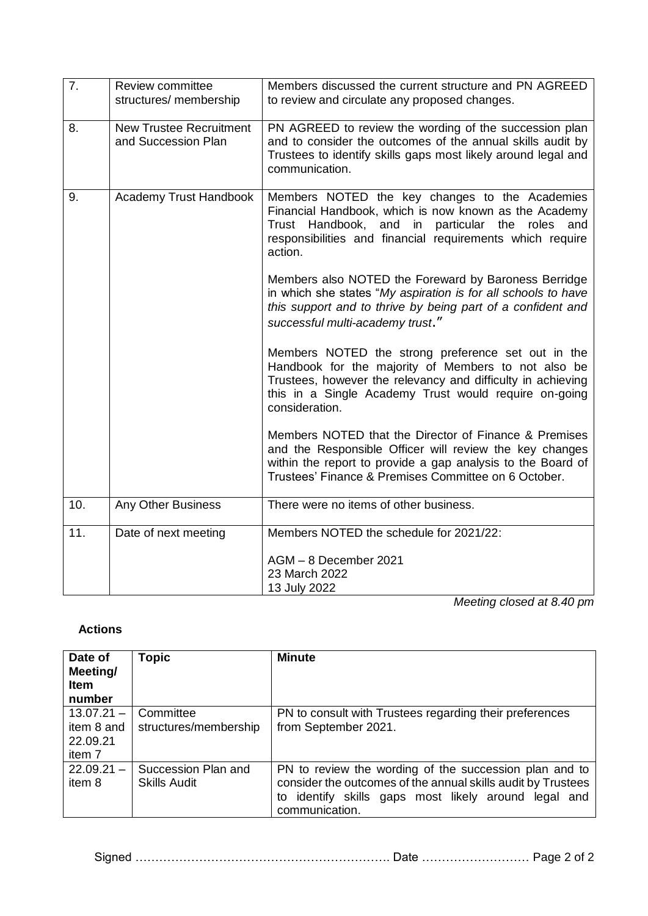| | | |
|---|---|---|
| 7. | Review committee structures/ membership | Members discussed the current structure and PN AGREED to review and circulate any proposed changes. |
| 8. | New Trustee Recruitment and Succession Plan | PN AGREED to review the wording of the succession plan and to consider the outcomes of the annual skills audit by Trustees to identify skills gaps most likely around legal and communication. |
| 9. | Academy Trust Handbook | Members NOTED the key changes to the Academies Financial Handbook, which is now known as the Academy Trust Handbook, and in particular the roles and responsibilities and financial requirements which require action.<br><br>Members also NOTED the Foreward by Baroness Berridge in which she states "*My aspiration is for all schools to have this support and to thrive by being part of a confident and successful multi-academy trust*."<br><br>Members NOTED the strong preference set out in the Handbook for the majority of Members to not also be Trustees, however the relevancy and difficulty in achieving this in a Single Academy Trust would require on-going consideration.<br><br>Members NOTED that the Director of Finance & Premises and the Responsible Officer will review the key changes within the report to provide a gap analysis to the Board of Trustees' Finance & Premises Committee on 6 October. |
| 10. | Any Other Business | There were no items of other business. |
| 11. | Date of next meeting | Members NOTED the schedule for 2021/22:<br><br>AGM – 8 December 2021<br>23 March 2022<br>13 July 2022 |

*Meeting closed at 8.40 pm*

**Actions**

| **Date of Meeting/ Item number** | **Topic** | **Minute** |
|---|---|---|
| 13.07.21 – item 8 and 22.09.21 item 7 | Committee structures/membership | PN to consult with Trustees regarding their preferences from September 2021. |
| 22.09.21 – item 8 | Succession Plan and Skills Audit | PN to review the wording of the succession plan and to consider the outcomes of the annual skills audit by Trustees to identify skills gaps most likely around legal and communication. |

Signed ………………………………………………………. Date ………………………